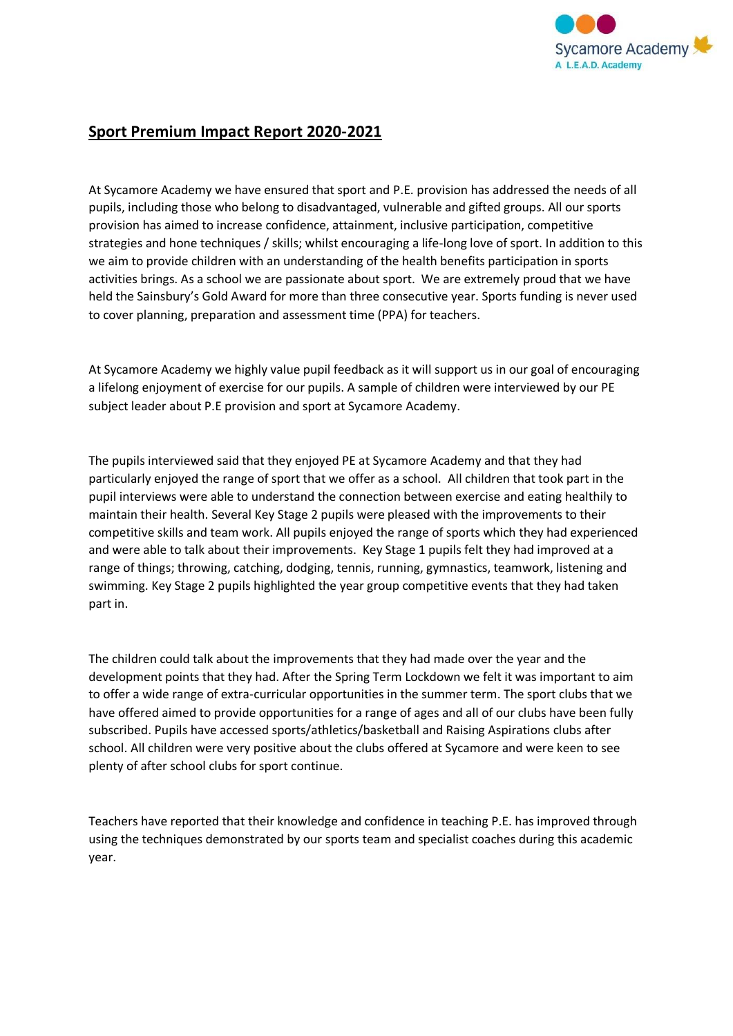## Sport Premium Impact Report 2020-2021

At Sycamore Academy we have ensured that sport and P.E. provision has addressed the needs of all pupils, including those who belong to disadvantaged, vulnerable and gifted groups. All our sports provision has aimed to increase confidence, attainment, inclusive participation, competitive strategies and hone techniques / skills; whilst encouraging a life-long love of sport. In addition to this we aim to provide children with an understanding of the health benefits participation in sports activities brings. As a school we are passionate about sport. We are extremely proud that we have held the Sainsbury's Gold Award for more than three consecutive year. Sports funding is never used to cover planning, preparation and assessment time (PPA) for teachers.

At Sycamore Academy we highly value pupil feedback as it will support us in our goal of encouraging a lifelong enjoyment of exercise for our pupils. A sample of children were interviewed by our PE subject leader about P.E provision and sport at Sycamore Academy.

The pupils interviewed said that they enjoyed PE at Sycamore Academy and that they had particularly enjoyed the range of sport that we offer as a school. All children that took part in the pupil interviews were able to understand the connection between exercise and eating healthily to maintain their health. Several Key Stage 2 pupils were pleased with the improvements to their competitive skills and team work. All pupils enjoyed the range of sports which they had experienced and were able to talk about their improvements. Key Stage 1 pupils felt they had improved at a range of things; throwing, catching, dodging, tennis, running, gymnastics, teamwork, listening and swimming. Key Stage 2 pupils highlighted the year group competitive events that they had taken part in.

The children could talk about the improvements that they had made over the year and the development points that they had. After the Spring Term Lockdown we felt it was important to aim to offer a wide range of extra-curricular opportunities in the summer term. The sport clubs that we have offered aimed to provide opportunities for a range of ages and all of our clubs have been fully subscribed. Pupils have accessed sports/athletics/basketball and Raising Aspirations clubs after school. All children were very positive about the clubs offered at Sycamore and were keen to see plenty of after school clubs for sport continue.

Teachers have reported that their knowledge and confidence in teaching P.E. has improved through using the techniques demonstrated by our sports team and specialist coaches during this academic year.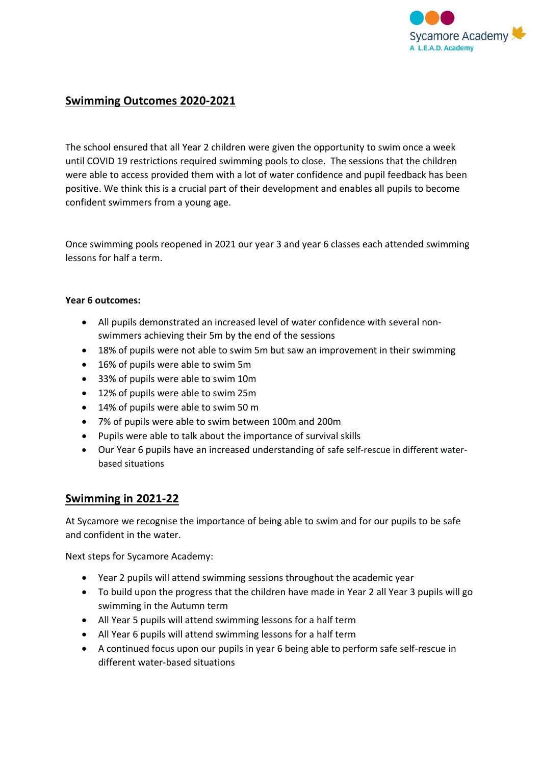## Swimming Outcomes 2020-2021

The school ensured that all Year 2 children were given the opportunity to swim once a week until COVID 19 restrictions required swimming pools to close. The sessions that the children were able to access provided them with a lot of water confidence and pupil feedback has been positive. We think this is a crucial part of their development and enables all pupils to become confident swimmers from a young age.

Once swimming pools reopened in 2021 our year 3 and year 6 classes each attended swimming lessons for half a term.

**Year 6 outcomes:**

- All pupils demonstrated an increased level of water confidence with several non-swimmers achieving their 5m by the end of the sessions
- 18% of pupils were not able to swim 5m but saw an improvement in their swimming
- 16% of pupils were able to swim 5m
- 33% of pupils were able to swim 10m
- 12% of pupils were able to swim 25m
- 14% of pupils were able to swim 50 m
- 7% of pupils were able to swim between 100m and 200m
- Pupils were able to talk about the importance of survival skills
- Our Year 6 pupils have an increased understanding of safe self-rescue in different water-based situations

## Swimming in 2021-22

At Sycamore we recognise the importance of being able to swim and for our pupils to be safe and confident in the water.

Next steps for Sycamore Academy:

- Year 2 pupils will attend swimming sessions throughout the academic year
- To build upon the progress that the children have made in Year 2 all Year 3 pupils will go swimming in the Autumn term
- All Year 5 pupils will attend swimming lessons for a half term
- All Year 6 pupils will attend swimming lessons for a half term
- A continued focus upon our pupils in year 6 being able to perform safe self-rescue in different water-based situations